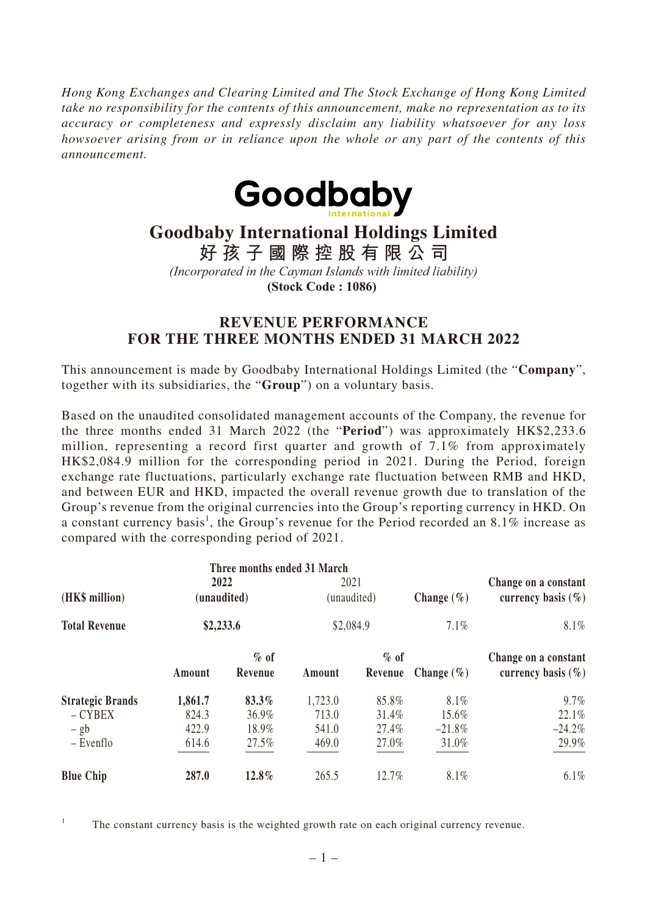*Hong Kong Exchanges and Clearing Limited and The Stock Exchange of Hong Kong Limited take no responsibility for the contents of this announcement, make no representation as to its accuracy or completeness and expressly disclaim any liability whatsoever for any loss howsoever arising from or in reliance upon the whole or any part of the contents of this announcement.*

Goodbaby International

# Goodbaby International Holdings Limited

# 好孩子國際控股有限公司

*(Incorporated in the Cayman Islands with limited liability)*

**(Stock Code : 1086)**

## REVENUE PERFORMANCE FOR THE THREE MONTHS ENDED 31 MARCH 2022

This announcement is made by Goodbaby International Holdings Limited (the "**Company**", together with its subsidiaries, the "**Group**") on a voluntary basis.

Based on the unaudited consolidated management accounts of the Company, the revenue for the three months ended 31 March 2022 (the "**Period**") was approximately HK$2,233.6 million, representing a record first quarter and growth of 7.1% from approximately HK$2,084.9 million for the corresponding period in 2021. During the Period, foreign exchange rate fluctuations, particularly exchange rate fluctuation between RMB and HKD, and between EUR and HKD, impacted the overall revenue growth due to translation of the Group's revenue from the original currencies into the Group's reporting currency in HKD. On a constant currency basis[1], the Group's revenue for the Period recorded an 8.1% increase as compared with the corresponding period of 2021.

| | Three months ended 31 March | | | | | |
|---|---|---|---|---|---|---|
| **(HK$ million)** | **2022 (unaudited)** | | 2021 (unaudited) | | **Change (%)** | **Change on a constant currency basis (%)** |
| **Total Revenue** | **$2,233.6** | | $2,084.9 | | 7.1% | 8.1% |
| | **Amount** | **% of Revenue** | **Amount** | **% of Revenue** | **Change (%)** | **Change on a constant currency basis (%)** |
| **Strategic Brands** | **1,861.7** | **83.3%** | 1,723.0 | 85.8% | 8.1% | 9.7% |
| – CYBEX | 824.3 | 36.9% | 713.0 | 31.4% | 15.6% | 22.1% |
| – gb | 422.9 | 18.9% | 541.0 | 27.4% | –21.8% | –24.2% |
| – Evenflo | 614.6 | 27.5% | 469.0 | 27.0% | 31.0% | 29.9% |
| **Blue Chip** | **287.0** | **12.8%** | 265.5 | 12.7% | 8.1% | 6.1% |

[1] The constant currency basis is the weighted growth rate on each original currency revenue.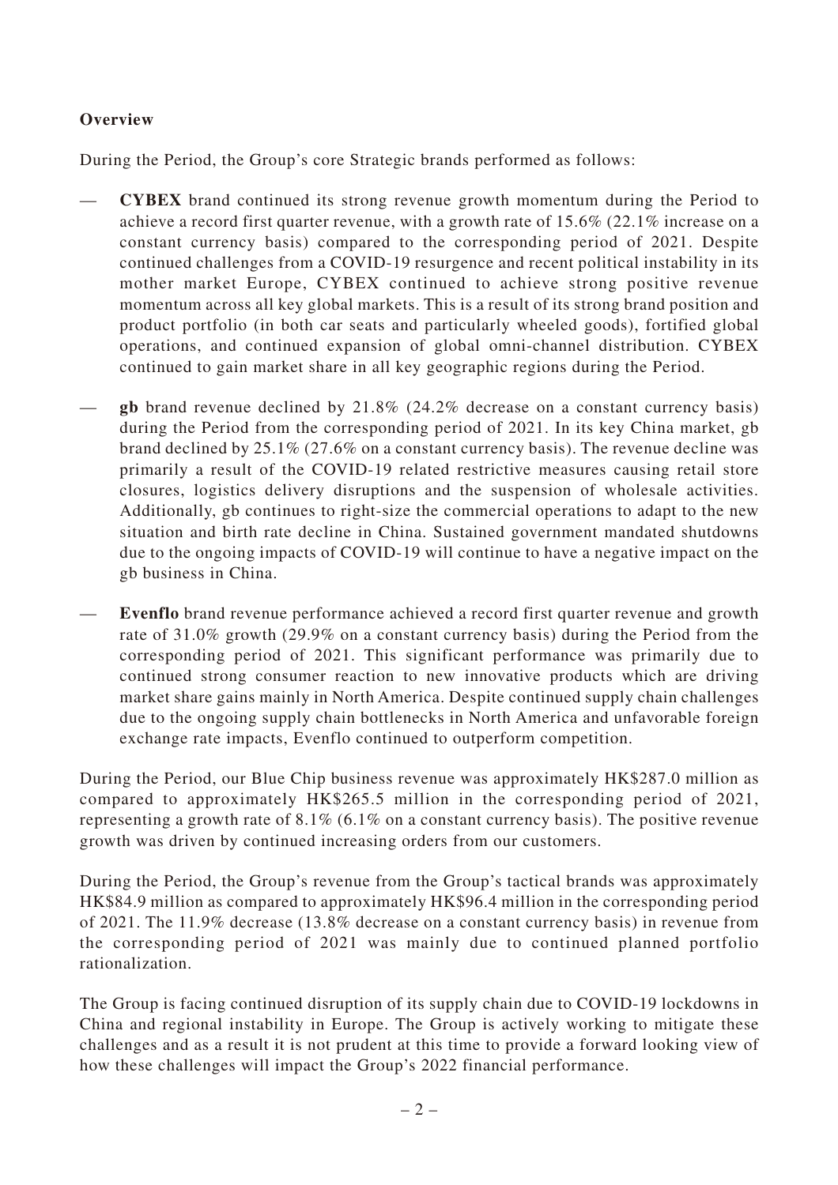**Overview**

During the Period, the Group's core Strategic brands performed as follows:

— **CYBEX** brand continued its strong revenue growth momentum during the Period to achieve a record first quarter revenue, with a growth rate of 15.6% (22.1% increase on a constant currency basis) compared to the corresponding period of 2021. Despite continued challenges from a COVID-19 resurgence and recent political instability in its mother market Europe, CYBEX continued to achieve strong positive revenue momentum across all key global markets. This is a result of its strong brand position and product portfolio (in both car seats and particularly wheeled goods), fortified global operations, and continued expansion of global omni-channel distribution. CYBEX continued to gain market share in all key geographic regions during the Period.

— **gb** brand revenue declined by 21.8% (24.2% decrease on a constant currency basis) during the Period from the corresponding period of 2021. In its key China market, gb brand declined by 25.1% (27.6% on a constant currency basis). The revenue decline was primarily a result of the COVID-19 related restrictive measures causing retail store closures, logistics delivery disruptions and the suspension of wholesale activities. Additionally, gb continues to right-size the commercial operations to adapt to the new situation and birth rate decline in China. Sustained government mandated shutdowns due to the ongoing impacts of COVID-19 will continue to have a negative impact on the gb business in China.

— **Evenflo** brand revenue performance achieved a record first quarter revenue and growth rate of 31.0% growth (29.9% on a constant currency basis) during the Period from the corresponding period of 2021. This significant performance was primarily due to continued strong consumer reaction to new innovative products which are driving market share gains mainly in North America. Despite continued supply chain challenges due to the ongoing supply chain bottlenecks in North America and unfavorable foreign exchange rate impacts, Evenflo continued to outperform competition.

During the Period, our Blue Chip business revenue was approximately HK$287.0 million as compared to approximately HK$265.5 million in the corresponding period of 2021, representing a growth rate of 8.1% (6.1% on a constant currency basis). The positive revenue growth was driven by continued increasing orders from our customers.

During the Period, the Group's revenue from the Group's tactical brands was approximately HK$84.9 million as compared to approximately HK$96.4 million in the corresponding period of 2021. The 11.9% decrease (13.8% decrease on a constant currency basis) in revenue from the corresponding period of 2021 was mainly due to continued planned portfolio rationalization.

The Group is facing continued disruption of its supply chain due to COVID-19 lockdowns in China and regional instability in Europe. The Group is actively working to mitigate these challenges and as a result it is not prudent at this time to provide a forward looking view of how these challenges will impact the Group's 2022 financial performance.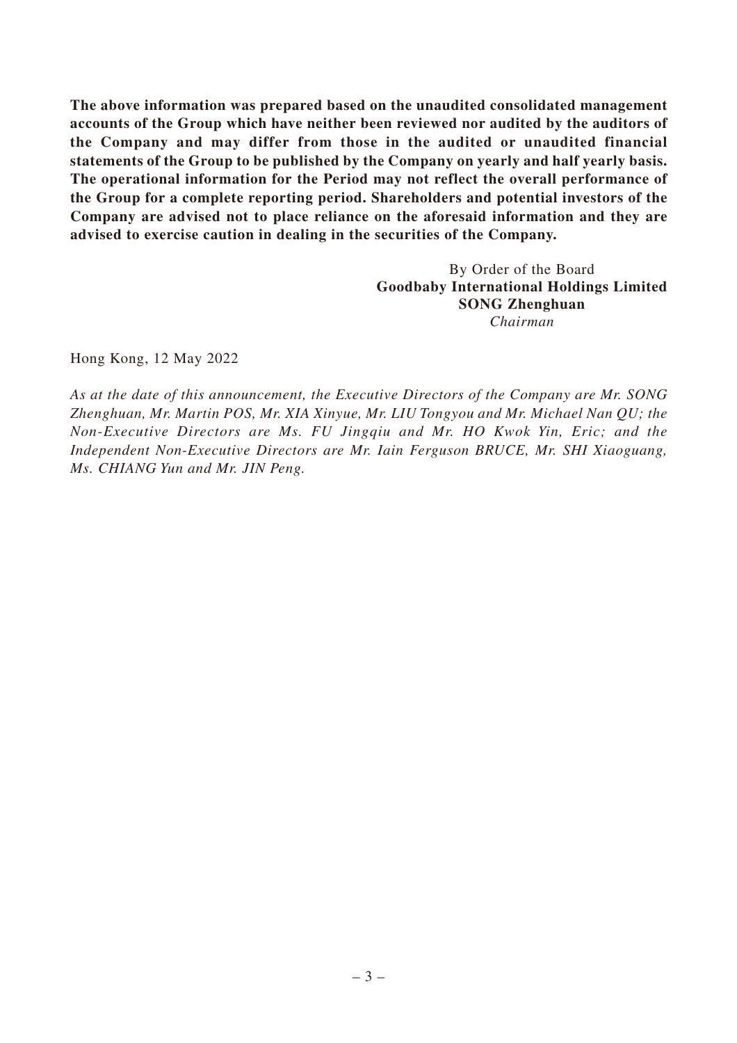**The above information was prepared based on the unaudited consolidated management accounts of the Group which have neither been reviewed nor audited by the auditors of the Company and may differ from those in the audited or unaudited financial statements of the Group to be published by the Company on yearly and half yearly basis. The operational information for the Period may not reflect the overall performance of the Group for a complete reporting period. Shareholders and potential investors of the Company are advised not to place reliance on the aforesaid information and they are advised to exercise caution in dealing in the securities of the Company.**

By Order of the Board
**Goodbaby International Holdings Limited**
**SONG Zhenghuan**
*Chairman*

Hong Kong, 12 May 2022

*As at the date of this announcement, the Executive Directors of the Company are Mr. SONG Zhenghuan, Mr. Martin POS, Mr. XIA Xinyue, Mr. LIU Tongyou and Mr. Michael Nan QU; the Non-Executive Directors are Ms. FU Jingqiu and Mr. HO Kwok Yin, Eric; and the Independent Non-Executive Directors are Mr. Iain Ferguson BRUCE, Mr. SHI Xiaoguang, Ms. CHIANG Yun and Mr. JIN Peng.*